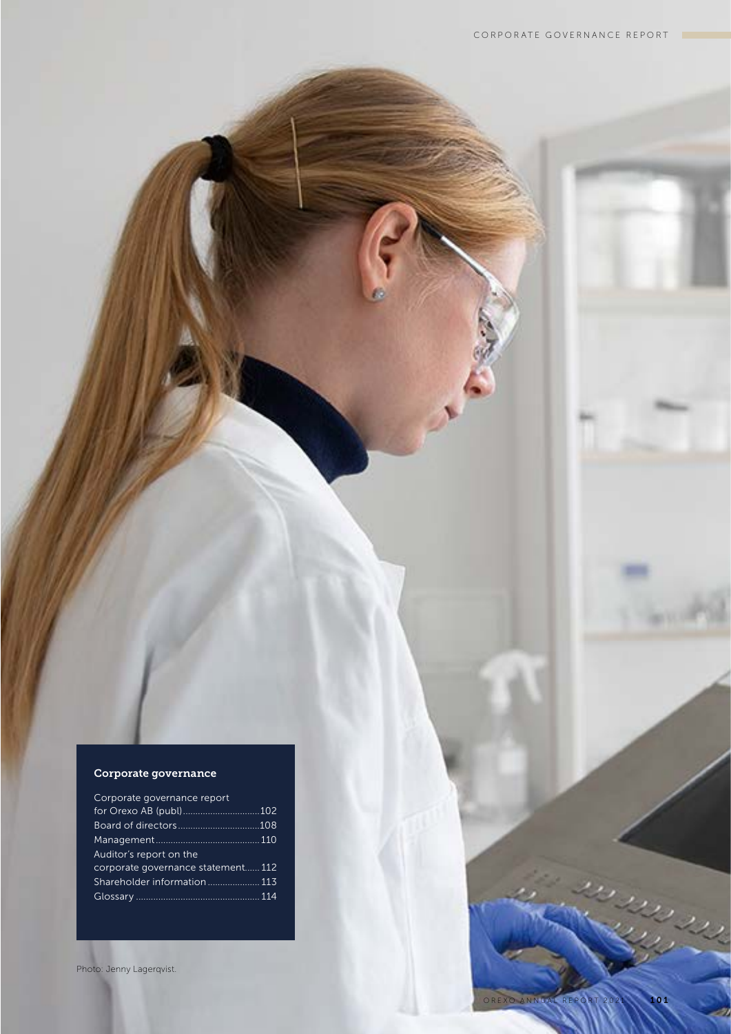## Corporate governance

| | |
|---|---|
| Corporate governance report for Orexo AB (publ) | 102 |
| Board of directors | 108 |
| Management | 110 |
| Auditor's report on the corporate governance statement | 112 |
| Shareholder information | 113 |
| Glossary | 114 |

Photo: Jenny Lagerqvist.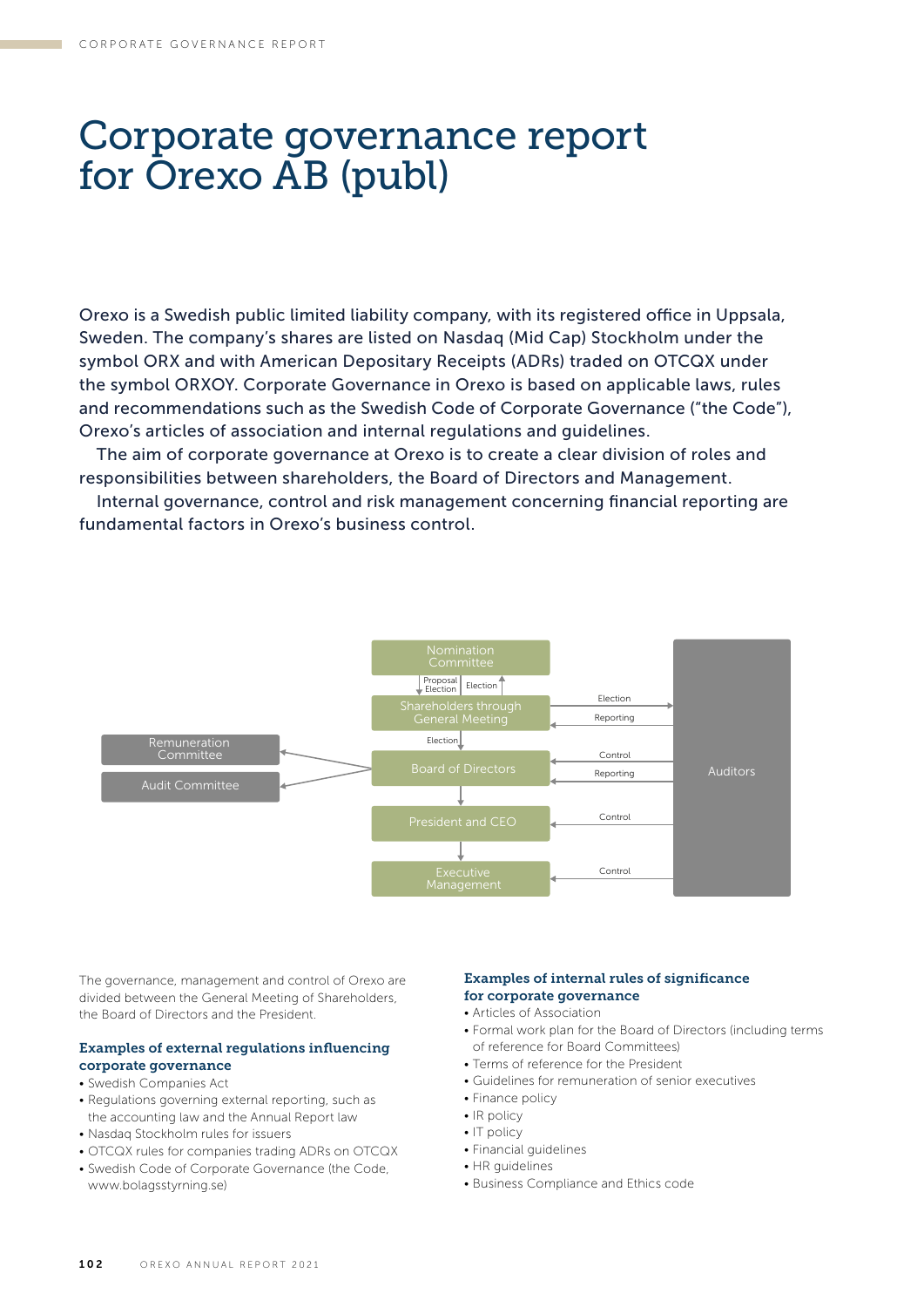# Corporate governance report for Orexo AB (publ)

Orexo is a Swedish public limited liability company, with its registered office in Uppsala, Sweden. The company's shares are listed on Nasdaq (Mid Cap) Stockholm under the symbol ORX and with American Depositary Receipts (ADRs) traded on OTCQX under the symbol ORXOY. Corporate Governance in Orexo is based on applicable laws, rules and recommendations such as the Swedish Code of Corporate Governance ("the Code"), Orexo's articles of association and internal regulations and guidelines.

The aim of corporate governance at Orexo is to create a clear division of roles and responsibilities between shareholders, the Board of Directors and Management.

Internal governance, control and risk management concerning financial reporting are fundamental factors in Orexo's business control.

Nomination Committee

Proposal Election | Election

Shareholders through General Meeting

Election

Remuneration Committee

Audit Committee

Board of Directors

President and CEO

Executive Management

Auditors

Election | Reporting | Control | Reporting | Control | Control

The governance, management and control of Orexo are divided between the General Meeting of Shareholders, the Board of Directors and the President.

### Examples of external regulations influencing corporate governance

- Swedish Companies Act
- Regulations governing external reporting, such as the accounting law and the Annual Report law
- Nasdaq Stockholm rules for issuers
- OTCQX rules for companies trading ADRs on OTCQX
- Swedish Code of Corporate Governance (the Code, www.bolagsstyrning.se)

### Examples of internal rules of significance for corporate governance

- Articles of Association
- Formal work plan for the Board of Directors (including terms of reference for Board Committees)
- Terms of reference for the President
- Guidelines for remuneration of senior executives
- Finance policy
- IR policy
- IT policy
- Financial guidelines
- HR guidelines
- Business Compliance and Ethics code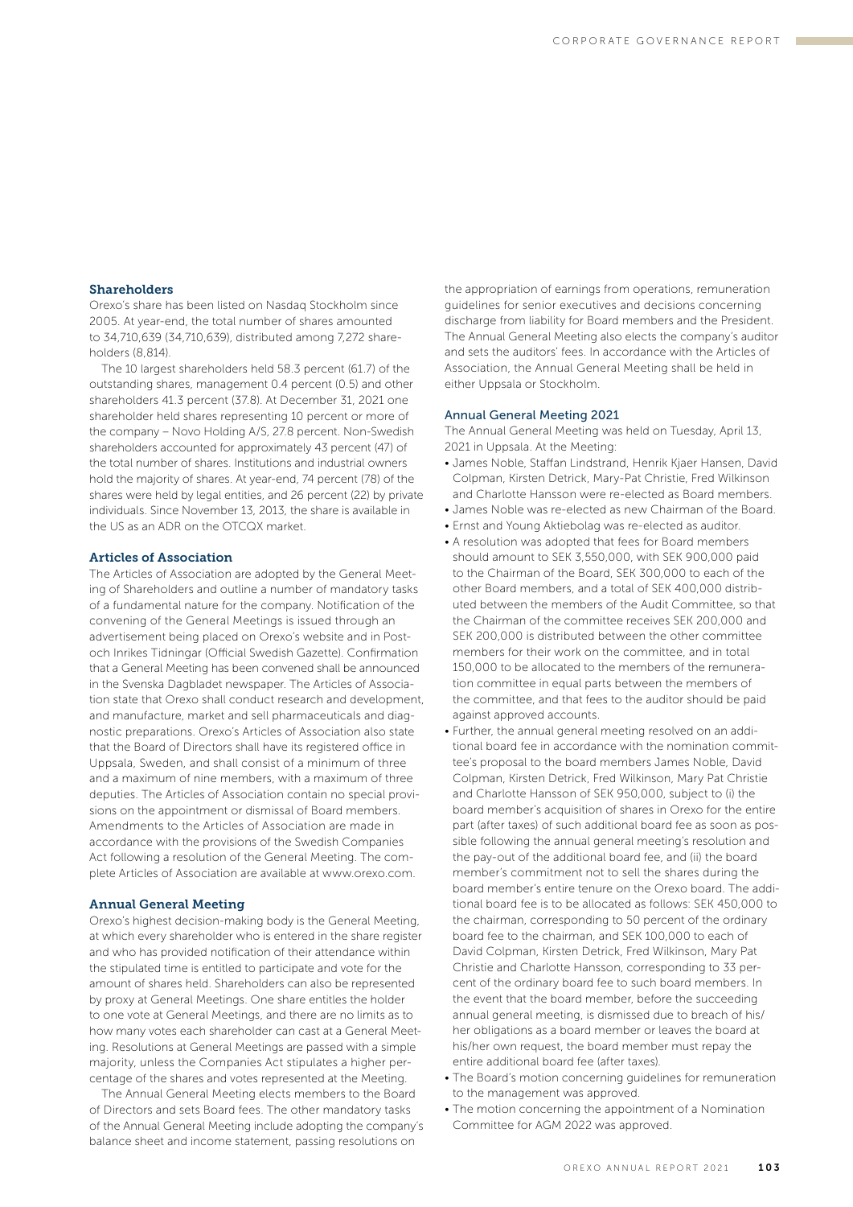## Shareholders

Orexo's share has been listed on Nasdaq Stockholm since 2005. At year-end, the total number of shares amounted to 34,710,639 (34,710,639), distributed among 7,272 shareholders (8,814).

The 10 largest shareholders held 58.3 percent (61.7) of the outstanding shares, management 0.4 percent (0.5) and other shareholders 41.3 percent (37.8). At December 31, 2021 one shareholder held shares representing 10 percent or more of the company – Novo Holding A/S, 27.8 percent. Non-Swedish shareholders accounted for approximately 43 percent (47) of the total number of shares. Institutions and industrial owners hold the majority of shares. At year-end, 74 percent (78) of the shares were held by legal entities, and 26 percent (22) by private individuals. Since November 13, 2013, the share is available in the US as an ADR on the OTCQX market.

## Articles of Association

The Articles of Association are adopted by the General Meeting of Shareholders and outline a number of mandatory tasks of a fundamental nature for the company. Notification of the convening of the General Meetings is issued through an advertisement being placed on Orexo's website and in Post- och Inrikes Tidningar (Official Swedish Gazette). Confirmation that a General Meeting has been convened shall be announced in the Svenska Dagbladet newspaper. The Articles of Association state that Orexo shall conduct research and development, and manufacture, market and sell pharmaceuticals and diagnostic preparations. Orexo's Articles of Association also state that the Board of Directors shall have its registered office in Uppsala, Sweden, and shall consist of a minimum of three and a maximum of nine members, with a maximum of three deputies. The Articles of Association contain no special provisions on the appointment or dismissal of Board members. Amendments to the Articles of Association are made in accordance with the provisions of the Swedish Companies Act following a resolution of the General Meeting. The complete Articles of Association are available at www.orexo.com.

## Annual General Meeting

Orexo's highest decision-making body is the General Meeting, at which every shareholder who is entered in the share register and who has provided notification of their attendance within the stipulated time is entitled to participate and vote for the amount of shares held. Shareholders can also be represented by proxy at General Meetings. One share entitles the holder to one vote at General Meetings, and there are no limits as to how many votes each shareholder can cast at a General Meeting. Resolutions at General Meetings are passed with a simple majority, unless the Companies Act stipulates a higher percentage of the shares and votes represented at the Meeting.

The Annual General Meeting elects members to the Board of Directors and sets Board fees. The other mandatory tasks of the Annual General Meeting include adopting the company's balance sheet and income statement, passing resolutions on the appropriation of earnings from operations, remuneration guidelines for senior executives and decisions concerning discharge from liability for Board members and the President. The Annual General Meeting also elects the company's auditor and sets the auditors' fees. In accordance with the Articles of Association, the Annual General Meeting shall be held in either Uppsala or Stockholm.

### Annual General Meeting 2021

The Annual General Meeting was held on Tuesday, April 13, 2021 in Uppsala. At the Meeting:

- James Noble, Staffan Lindstrand, Henrik Kjaer Hansen, David Colpman, Kirsten Detrick, Mary-Pat Christie, Fred Wilkinson and Charlotte Hansson were re-elected as Board members.
- James Noble was re-elected as new Chairman of the Board.
- Ernst and Young Aktiebolag was re-elected as auditor.
- A resolution was adopted that fees for Board members should amount to SEK 3,550,000, with SEK 900,000 paid to the Chairman of the Board, SEK 300,000 to each of the other Board members, and a total of SEK 400,000 distributed between the members of the Audit Committee, so that the Chairman of the committee receives SEK 200,000 and SEK 200,000 is distributed between the other committee members for their work on the committee, and in total 150,000 to be allocated to the members of the remuneration committee in equal parts between the members of the committee, and that fees to the auditor should be paid against approved accounts.
- Further, the annual general meeting resolved on an additional board fee in accordance with the nomination committee's proposal to the board members James Noble, David Colpman, Kirsten Detrick, Fred Wilkinson, Mary Pat Christie and Charlotte Hansson of SEK 950,000, subject to (i) the board member's acquisition of shares in Orexo for the entire part (after taxes) of such additional board fee as soon as possible following the annual general meeting's resolution and the pay-out of the additional board fee, and (ii) the board member's commitment not to sell the shares during the board member's entire tenure on the Orexo board. The additional board fee is to be allocated as follows: SEK 450,000 to the chairman, corresponding to 50 percent of the ordinary board fee to the chairman, and SEK 100,000 to each of David Colpman, Kirsten Detrick, Fred Wilkinson, Mary Pat Christie and Charlotte Hansson, corresponding to 33 percent of the ordinary board fee to such board members. In the event that the board member, before the succeeding annual general meeting, is dismissed due to breach of his/her obligations as a board member or leaves the board at his/her own request, the board member must repay the entire additional board fee (after taxes).
- The Board's motion concerning guidelines for remuneration to the management was approved.
- The motion concerning the appointment of a Nomination Committee for AGM 2022 was approved.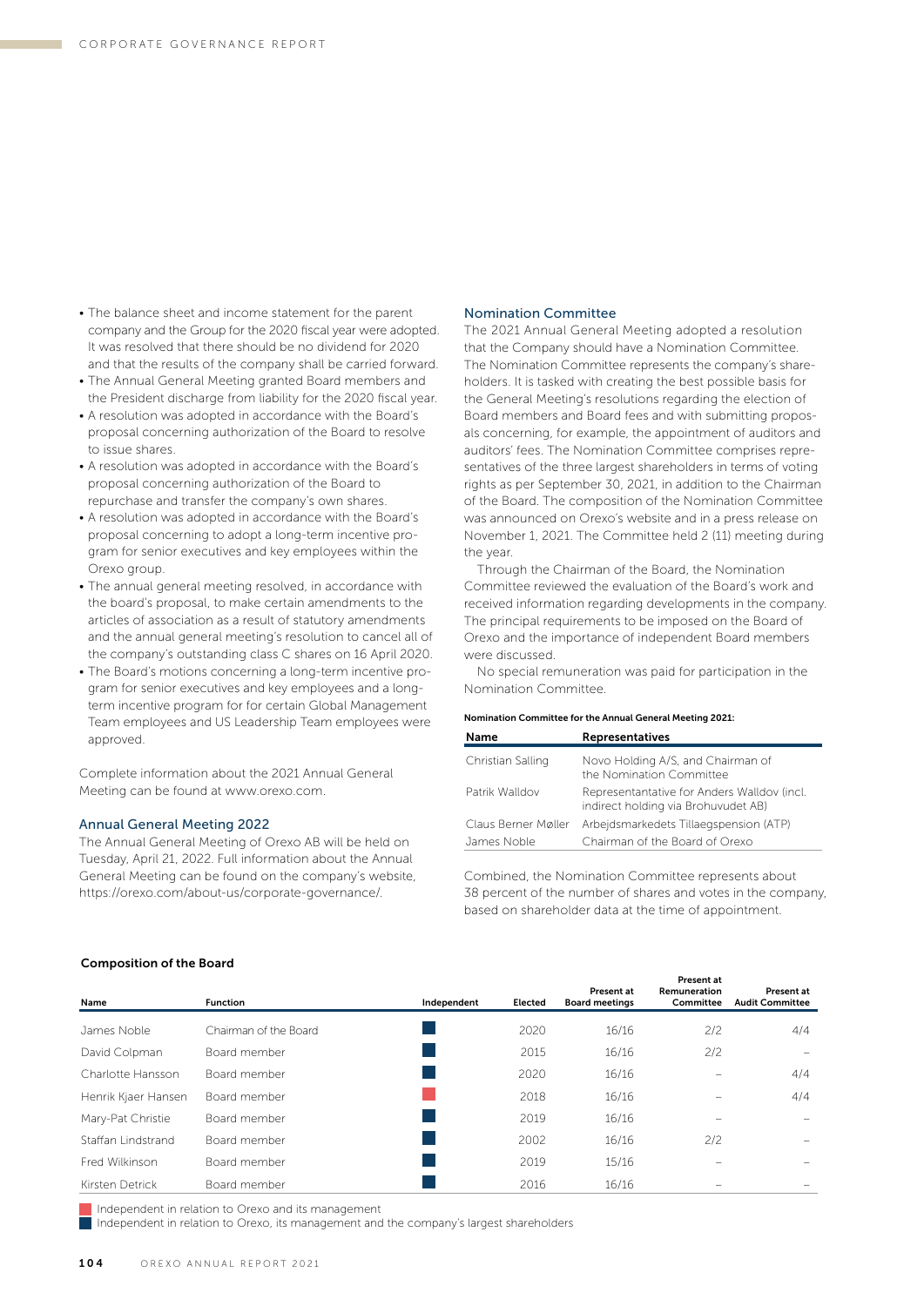- The balance sheet and income statement for the parent company and the Group for the 2020 fiscal year were adopted. It was resolved that there should be no dividend for 2020 and that the results of the company shall be carried forward.
- The Annual General Meeting granted Board members and the President discharge from liability for the 2020 fiscal year.
- A resolution was adopted in accordance with the Board's proposal concerning authorization of the Board to resolve to issue shares.
- A resolution was adopted in accordance with the Board's proposal concerning authorization of the Board to repurchase and transfer the company's own shares.
- A resolution was adopted in accordance with the Board's proposal concerning to adopt a long-term incentive program for senior executives and key employees within the Orexo group.
- The annual general meeting resolved, in accordance with the board's proposal, to make certain amendments to the articles of association as a result of statutory amendments and the annual general meeting's resolution to cancel all of the company's outstanding class C shares on 16 April 2020.
- The Board's motions concerning a long-term incentive program for senior executives and key employees and a long-term incentive program for for certain Global Management Team employees and US Leadership Team employees were approved.

Complete information about the 2021 Annual General Meeting can be found at www.orexo.com.

## Annual General Meeting 2022

The Annual General Meeting of Orexo AB will be held on Tuesday, April 21, 2022. Full information about the Annual General Meeting can be found on the company's website, https://orexo.com/about-us/corporate-governance/.

## Nomination Committee

The 2021 Annual General Meeting adopted a resolution that the Company should have a Nomination Committee. The Nomination Committee represents the company's shareholders. It is tasked with creating the best possible basis for the General Meeting's resolutions regarding the election of Board members and Board fees and with submitting proposals concerning, for example, the appointment of auditors and auditors' fees. The Nomination Committee comprises representatives of the three largest shareholders in terms of voting rights as per September 30, 2021, in addition to the Chairman of the Board. The composition of the Nomination Committee was announced on Orexo's website and in a press release on November 1, 2021. The Committee held 2 (11) meeting during the year.

Through the Chairman of the Board, the Nomination Committee reviewed the evaluation of the Board's work and received information regarding developments in the company. The principal requirements to be imposed on the Board of Orexo and the importance of independent Board members were discussed.

No special remuneration was paid for participation in the Nomination Committee.

**Nomination Committee for the Annual General Meeting 2021:**

| Name | Representatives |
|---|---|
| Christian Salling | Novo Holding A/S, and Chairman of the Nomination Committee |
| Patrik Walldov | Representantative for Anders Walldov (incl. indirect holding via Brohuvudet AB) |
| Claus Berner Møller | Arbejdsmarkedets Tillaegspension (ATP) |
| James Noble | Chairman of the Board of Orexo |

Combined, the Nomination Committee represents about 38 percent of the number of shares and votes in the company, based on shareholder data at the time of appointment.

**Composition of the Board**

| Name | Function | Independent | Elected | Present at Board meetings | Present at Remuneration Committee | Present at Audit Committee |
|---|---|---|---|---|---|---|
| James Noble | Chairman of the Board | ■ (blue) | 2020 | 16/16 | 2/2 | 4/4 |
| David Colpman | Board member | ■ (blue) | 2015 | 16/16 | 2/2 | – |
| Charlotte Hansson | Board member | ■ (blue) | 2020 | 16/16 | – | 4/4 |
| Henrik Kjaer Hansen | Board member | ■ (red) | 2018 | 16/16 | – | 4/4 |
| Mary-Pat Christie | Board member | ■ (blue) | 2019 | 16/16 | – | – |
| Staffan Lindstrand | Board member | ■ (blue) | 2002 | 16/16 | 2/2 | – |
| Fred Wilkinson | Board member | ■ (blue) | 2019 | 15/16 | – | – |
| Kirsten Detrick | Board member | ■ (blue) | 2016 | 16/16 | – | – |

■ (red) Independent in relation to Orexo and its management
■ (blue) Independent in relation to Orexo, its management and the company's largest shareholders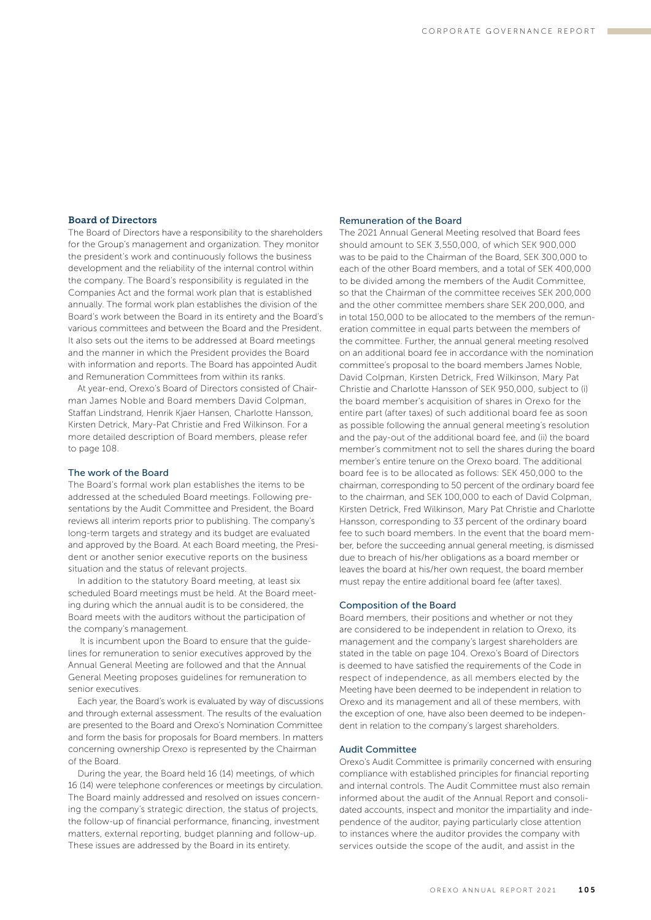## Board of Directors

The Board of Directors have a responsibility to the shareholders for the Group's management and organization. They monitor the president's work and continuously follows the business development and the reliability of the internal control within the company. The Board's responsibility is regulated in the Companies Act and the formal work plan that is established annually. The formal work plan establishes the division of the Board's work between the Board in its entirety and the Board's various committees and between the Board and the President. It also sets out the items to be addressed at Board meetings and the manner in which the President provides the Board with information and reports. The Board has appointed Audit and Remuneration Committees from within its ranks.

At year-end, Orexo's Board of Directors consisted of Chairman James Noble and Board members David Colpman, Staffan Lindstrand, Henrik Kjaer Hansen, Charlotte Hansson, Kirsten Detrick, Mary-Pat Christie and Fred Wilkinson. For a more detailed description of Board members, please refer to page 108.

### The work of the Board

The Board's formal work plan establishes the items to be addressed at the scheduled Board meetings. Following presentations by the Audit Committee and President, the Board reviews all interim reports prior to publishing. The company's long-term targets and strategy and its budget are evaluated and approved by the Board. At each Board meeting, the President or another senior executive reports on the business situation and the status of relevant projects.

In addition to the statutory Board meeting, at least six scheduled Board meetings must be held. At the Board meeting during which the annual audit is to be considered, the Board meets with the auditors without the participation of the company's management.

It is incumbent upon the Board to ensure that the guidelines for remuneration to senior executives approved by the Annual General Meeting are followed and that the Annual General Meeting proposes guidelines for remuneration to senior executives.

Each year, the Board's work is evaluated by way of discussions and through external assessment. The results of the evaluation are presented to the Board and Orexo's Nomination Committee and form the basis for proposals for Board members. In matters concerning ownership Orexo is represented by the Chairman of the Board.

During the year, the Board held 16 (14) meetings, of which 16 (14) were telephone conferences or meetings by circulation. The Board mainly addressed and resolved on issues concerning the company's strategic direction, the status of projects, the follow-up of financial performance, financing, investment matters, external reporting, budget planning and follow-up. These issues are addressed by the Board in its entirety.

### Remuneration of the Board

The 2021 Annual General Meeting resolved that Board fees should amount to SEK 3,550,000, of which SEK 900,000 was to be paid to the Chairman of the Board, SEK 300,000 to each of the other Board members, and a total of SEK 400,000 to be divided among the members of the Audit Committee, so that the Chairman of the committee receives SEK 200,000 and the other committee members share SEK 200,000, and in total 150,000 to be allocated to the members of the remuneration committee in equal parts between the members of the committee. Further, the annual general meeting resolved on an additional board fee in accordance with the nomination committee's proposal to the board members James Noble, David Colpman, Kirsten Detrick, Fred Wilkinson, Mary Pat Christie and Charlotte Hansson of SEK 950,000, subject to (i) the board member's acquisition of shares in Orexo for the entire part (after taxes) of such additional board fee as soon as possible following the annual general meeting's resolution and the pay-out of the additional board fee, and (ii) the board member's commitment not to sell the shares during the board member's entire tenure on the Orexo board. The additional board fee is to be allocated as follows: SEK 450,000 to the chairman, corresponding to 50 percent of the ordinary board fee to the chairman, and SEK 100,000 to each of David Colpman, Kirsten Detrick, Fred Wilkinson, Mary Pat Christie and Charlotte Hansson, corresponding to 33 percent of the ordinary board fee to such board members. In the event that the board member, before the succeeding annual general meeting, is dismissed due to breach of his/her obligations as a board member or leaves the board at his/her own request, the board member must repay the entire additional board fee (after taxes).

### Composition of the Board

Board members, their positions and whether or not they are considered to be independent in relation to Orexo, its management and the company's largest shareholders are stated in the table on page 104. Orexo's Board of Directors is deemed to have satisfied the requirements of the Code in respect of independence, as all members elected by the Meeting have been deemed to be independent in relation to Orexo and its management and all of these members, with the exception of one, have also been deemed to be independent in relation to the company's largest shareholders.

### Audit Committee

Orexo's Audit Committee is primarily concerned with ensuring compliance with established principles for financial reporting and internal controls. The Audit Committee must also remain informed about the audit of the Annual Report and consolidated accounts, inspect and monitor the impartiality and independence of the auditor, paying particularly close attention to instances where the auditor provides the company with services outside the scope of the audit, and assist in the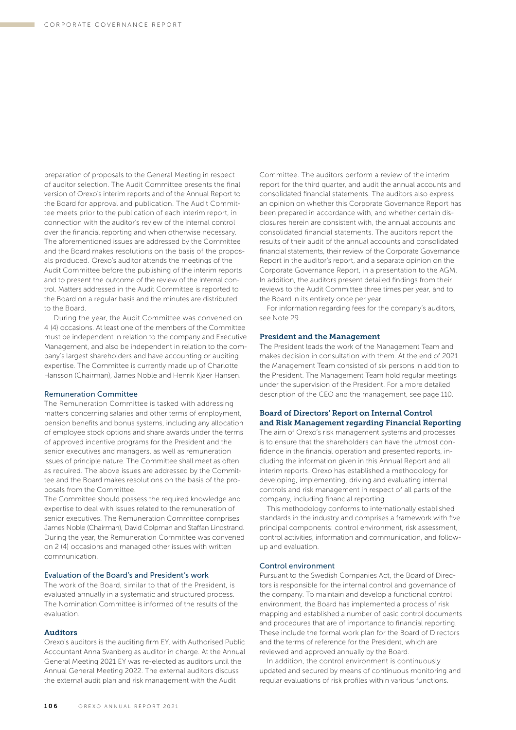preparation of proposals to the General Meeting in respect of auditor selection. The Audit Committee presents the final version of Orexo's interim reports and of the Annual Report to the Board for approval and publication. The Audit Committee meets prior to the publication of each interim report, in connection with the auditor's review of the internal control over the financial reporting and when otherwise necessary. The aforementioned issues are addressed by the Committee and the Board makes resolutions on the basis of the proposals produced. Orexo's auditor attends the meetings of the Audit Committee before the publishing of the interim reports and to present the outcome of the review of the internal control. Matters addressed in the Audit Committee is reported to the Board on a regular basis and the minutes are distributed to the Board.

During the year, the Audit Committee was convened on 4 (4) occasions. At least one of the members of the Committee must be independent in relation to the company and Executive Management, and also be independent in relation to the company's largest shareholders and have accounting or auditing expertise. The Committee is currently made up of Charlotte Hansson (Chairman), James Noble and Henrik Kjaer Hansen.

### Remuneration Committee

The Remuneration Committee is tasked with addressing matters concerning salaries and other terms of employment, pension benefits and bonus systems, including any allocation of employee stock options and share awards under the terms of approved incentive programs for the President and the senior executives and managers, as well as remuneration issues of principle nature. The Committee shall meet as often as required. The above issues are addressed by the Committee and the Board makes resolutions on the basis of the proposals from the Committee.

The Committee should possess the required knowledge and expertise to deal with issues related to the remuneration of senior executives. The Remuneration Committee comprises James Noble (Chairman), David Colpman and Staffan Lindstrand. During the year, the Remuneration Committee was convened on 2 (4) occasions and managed other issues with written communication.

### Evaluation of the Board's and President's work

The work of the Board, similar to that of the President, is evaluated annually in a systematic and structured process. The Nomination Committee is informed of the results of the evaluation.

## Auditors

Orexo's auditors is the auditing firm EY, with Authorised Public Accountant Anna Svanberg as auditor in charge. At the Annual General Meeting 2021 EY was re-elected as auditors until the Annual General Meeting 2022. The external auditors discuss the external audit plan and risk management with the Audit Committee. The auditors perform a review of the interim report for the third quarter, and audit the annual accounts and consolidated financial statements. The auditors also express an opinion on whether this Corporate Governance Report has been prepared in accordance with, and whether certain disclosures herein are consistent with, the annual accounts and consolidated financial statements. The auditors report the results of their audit of the annual accounts and consolidated financial statements, their review of the Corporate Governance Report in the auditor's report, and a separate opinion on the Corporate Governance Report, in a presentation to the AGM. In addition, the auditors present detailed findings from their reviews to the Audit Committee three times per year, and to the Board in its entirety once per year.

For information regarding fees for the company's auditors, see Note 29.

## President and the Management

The President leads the work of the Management Team and makes decision in consultation with them. At the end of 2021 the Management Team consisted of six persons in addition to the President. The Management Team hold regular meetings under the supervision of the President. For a more detailed description of the CEO and the management, see page 110.

## Board of Directors' Report on Internal Control and Risk Management regarding Financial Reporting

The aim of Orexo's risk management systems and processes is to ensure that the shareholders can have the utmost confidence in the financial operation and presented reports, including the information given in this Annual Report and all interim reports. Orexo has established a methodology for developing, implementing, driving and evaluating internal controls and risk management in respect of all parts of the company, including financial reporting.

This methodology conforms to internationally established standards in the industry and comprises a framework with five principal components: control environment, risk assessment, control activities, information and communication, and follow-up and evaluation.

### Control environment

Pursuant to the Swedish Companies Act, the Board of Directors is responsible for the internal control and governance of the company. To maintain and develop a functional control environment, the Board has implemented a process of risk mapping and established a number of basic control documents and procedures that are of importance to financial reporting. These include the formal work plan for the Board of Directors and the terms of reference for the President, which are reviewed and approved annually by the Board.

In addition, the control environment is continuously updated and secured by means of continuous monitoring and regular evaluations of risk profiles within various functions.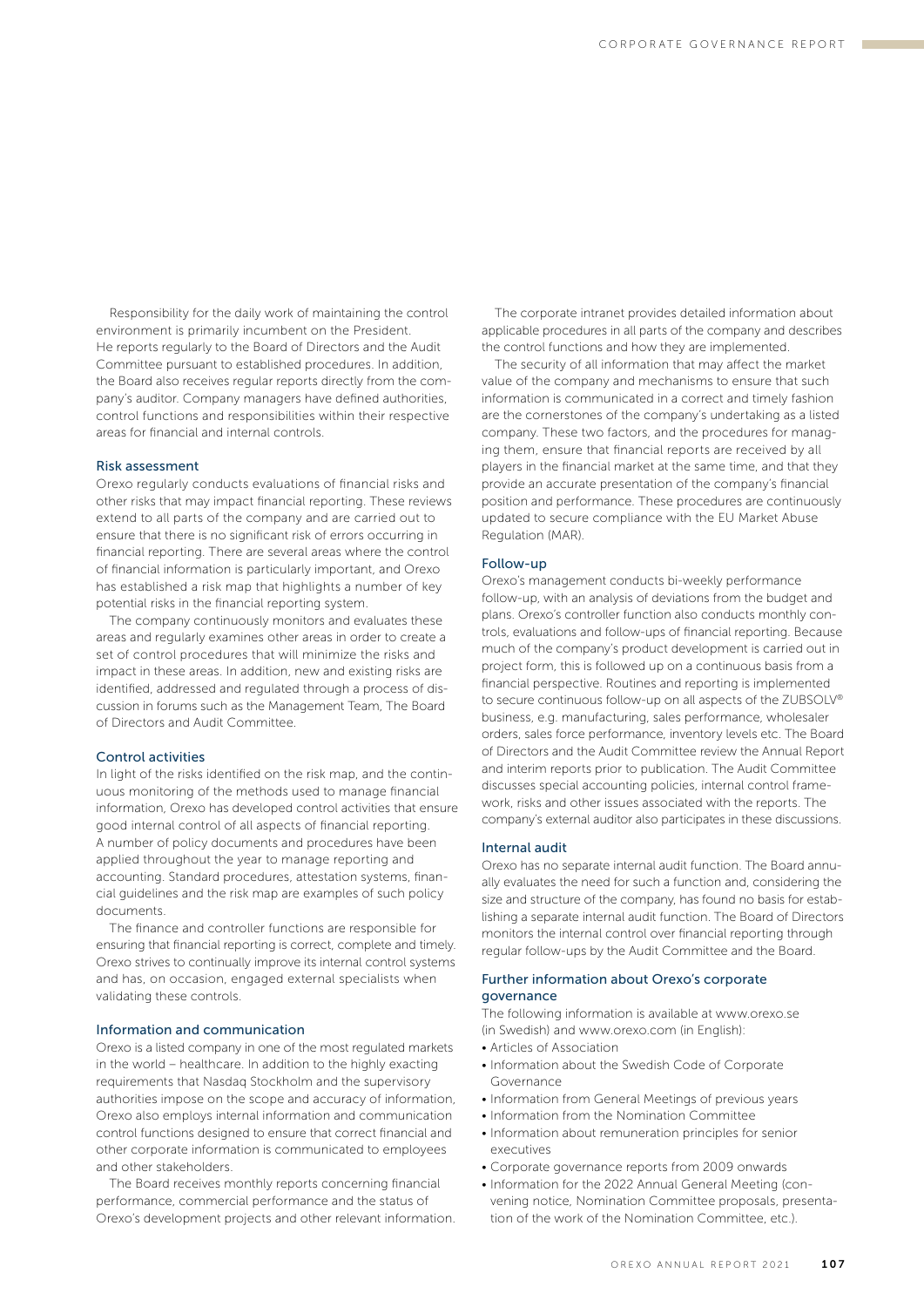Responsibility for the daily work of maintaining the control environment is primarily incumbent on the President. He reports regularly to the Board of Directors and the Audit Committee pursuant to established procedures. In addition, the Board also receives regular reports directly from the company's auditor. Company managers have defined authorities, control functions and responsibilities within their respective areas for financial and internal controls.

### Risk assessment

Orexo regularly conducts evaluations of financial risks and other risks that may impact financial reporting. These reviews extend to all parts of the company and are carried out to ensure that there is no significant risk of errors occurring in financial reporting. There are several areas where the control of financial information is particularly important, and Orexo has established a risk map that highlights a number of key potential risks in the financial reporting system.

The company continuously monitors and evaluates these areas and regularly examines other areas in order to create a set of control procedures that will minimize the risks and impact in these areas. In addition, new and existing risks are identified, addressed and regulated through a process of discussion in forums such as the Management Team, The Board of Directors and Audit Committee.

### Control activities

In light of the risks identified on the risk map, and the continuous monitoring of the methods used to manage financial information, Orexo has developed control activities that ensure good internal control of all aspects of financial reporting. A number of policy documents and procedures have been applied throughout the year to manage reporting and accounting. Standard procedures, attestation systems, financial guidelines and the risk map are examples of such policy documents.

The finance and controller functions are responsible for ensuring that financial reporting is correct, complete and timely. Orexo strives to continually improve its internal control systems and has, on occasion, engaged external specialists when validating these controls.

### Information and communication

Orexo is a listed company in one of the most regulated markets in the world – healthcare. In addition to the highly exacting requirements that Nasdaq Stockholm and the supervisory authorities impose on the scope and accuracy of information, Orexo also employs internal information and communication control functions designed to ensure that correct financial and other corporate information is communicated to employees and other stakeholders.

The Board receives monthly reports concerning financial performance, commercial performance and the status of Orexo's development projects and other relevant information.

The corporate intranet provides detailed information about applicable procedures in all parts of the company and describes the control functions and how they are implemented.

The security of all information that may affect the market value of the company and mechanisms to ensure that such information is communicated in a correct and timely fashion are the cornerstones of the company's undertaking as a listed company. These two factors, and the procedures for managing them, ensure that financial reports are received by all players in the financial market at the same time, and that they provide an accurate presentation of the company's financial position and performance. These procedures are continuously updated to secure compliance with the EU Market Abuse Regulation (MAR).

### Follow-up

Orexo's management conducts bi-weekly performance follow-up, with an analysis of deviations from the budget and plans. Orexo's controller function also conducts monthly controls, evaluations and follow-ups of financial reporting. Because much of the company's product development is carried out in project form, this is followed up on a continuous basis from a financial perspective. Routines and reporting is implemented to secure continuous follow-up on all aspects of the ZUBSOLV® business, e.g. manufacturing, sales performance, wholesaler orders, sales force performance, inventory levels etc. The Board of Directors and the Audit Committee review the Annual Report and interim reports prior to publication. The Audit Committee discusses special accounting policies, internal control framework, risks and other issues associated with the reports. The company's external auditor also participates in these discussions.

### Internal audit

Orexo has no separate internal audit function. The Board annually evaluates the need for such a function and, considering the size and structure of the company, has found no basis for establishing a separate internal audit function. The Board of Directors monitors the internal control over financial reporting through regular follow-ups by the Audit Committee and the Board.

### Further information about Orexo's corporate governance

The following information is available at www.orexo.se (in Swedish) and www.orexo.com (in English):

- Articles of Association
- Information about the Swedish Code of Corporate Governance
- Information from General Meetings of previous years
- Information from the Nomination Committee
- Information about remuneration principles for senior executives
- Corporate governance reports from 2009 onwards
- Information for the 2022 Annual General Meeting (convening notice, Nomination Committee proposals, presentation of the work of the Nomination Committee, etc.).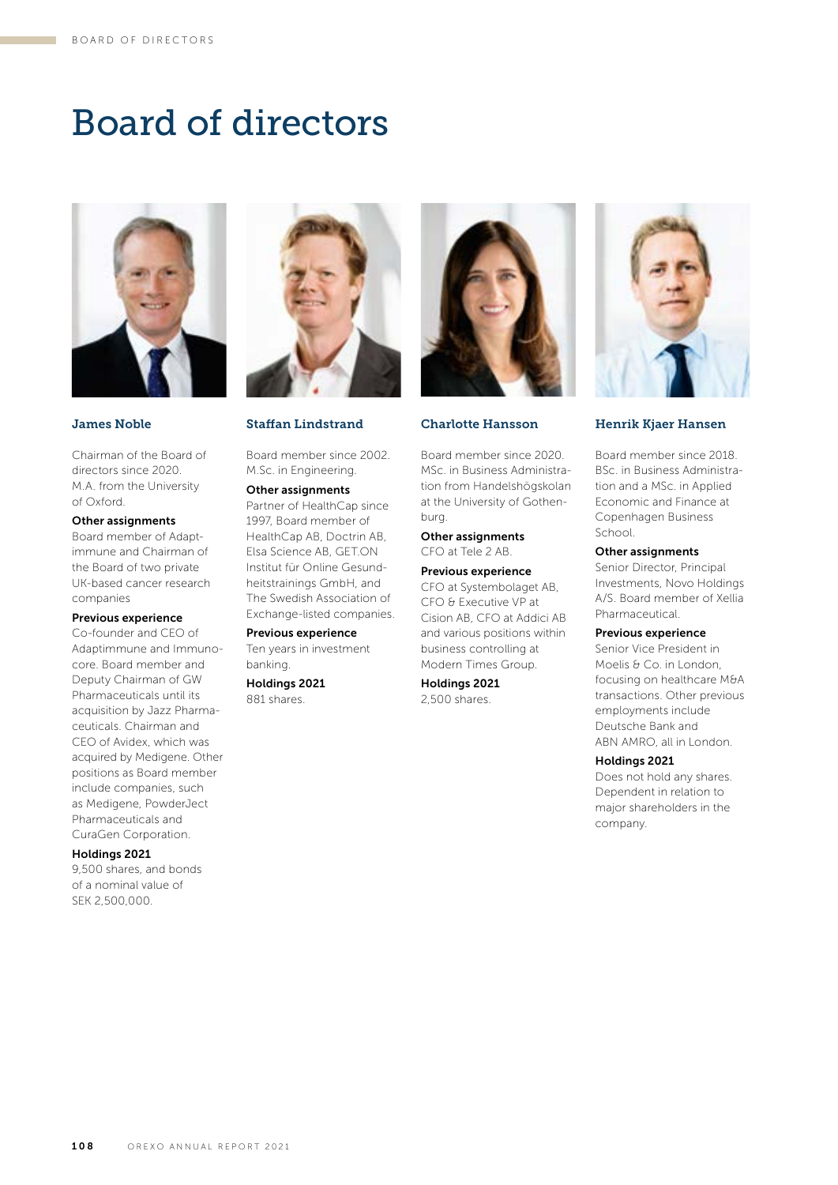# Board of directors

### James Noble

Chairman of the Board of directors since 2020. M.A. from the University of Oxford.

**Other assignments**
Board member of Adaptimmune and Chairman of the Board of two private UK-based cancer research companies

**Previous experience**
Co-founder and CEO of Adaptimmune and Immunocore. Board member and Deputy Chairman of GW Pharmaceuticals until its acquisition by Jazz Pharmaceuticals. Chairman and CEO of Avidex, which was acquired by Medigene. Other positions as Board member include companies, such as Medigene, PowderJect Pharmaceuticals and CuraGen Corporation.

**Holdings 2021**
9,500 shares, and bonds of a nominal value of SEK 2,500,000.

### Staffan Lindstrand

Board member since 2002. M.Sc. in Engineering.

**Other assignments**
Partner of HealthCap since 1997, Board member of HealthCap AB, Doctrin AB, Elsa Science AB, GET.ON Institut für Online Gesundheitstrainings GmbH, and The Swedish Association of Exchange-listed companies.

**Previous experience**
Ten years in investment banking.

**Holdings 2021**
881 shares.

### Charlotte Hansson

Board member since 2020. MSc. in Business Administration from Handelshögskolan at the University of Gothenburg.

**Other assignments**
CFO at Tele 2 AB.

**Previous experience**
CFO at Systembolaget AB, CFO & Executive VP at Cision AB, CFO at Addici AB and various positions within business controlling at Modern Times Group.

**Holdings 2021**
2,500 shares.

### Henrik Kjaer Hansen

Board member since 2018. BSc. in Business Administration and a MSc. in Applied Economic and Finance at Copenhagen Business School.

**Other assignments**
Senior Director, Principal Investments, Novo Holdings A/S. Board member of Xellia Pharmaceutical.

**Previous experience**
Senior Vice President in Moelis & Co. in London, focusing on healthcare M&A transactions. Other previous employments include Deutsche Bank and ABN AMRO, all in London.

**Holdings 2021**
Does not hold any shares. Dependent in relation to major shareholders in the company.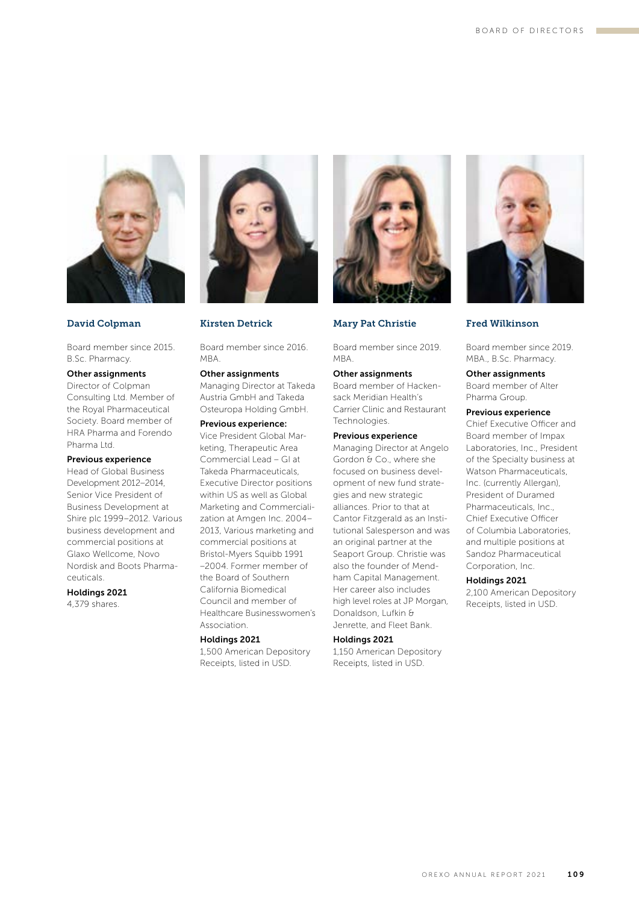## David Colpman

Board member since 2015.
B.Sc. Pharmacy.

**Other assignments**
Director of Colpman Consulting Ltd. Member of the Royal Pharmaceutical Society. Board member of HRA Pharma and Forendo Pharma Ltd.

**Previous experience**
Head of Global Business Development 2012–2014, Senior Vice President of Business Development at Shire plc 1999–2012. Various business development and commercial positions at Glaxo Wellcome, Novo Nordisk and Boots Pharmaceuticals.

**Holdings 2021**
4,379 shares.

## Kirsten Detrick

Board member since 2016.
MBA.

**Other assignments**
Managing Director at Takeda Austria GmbH and Takeda Osteuropa Holding GmbH.

**Previous experience:**
Vice President Global Marketing, Therapeutic Area Commercial Lead – GI at Takeda Pharmaceuticals, Executive Director positions within US as well as Global Marketing and Commercialization at Amgen Inc. 2004–2013, Various marketing and commercial positions at Bristol-Myers Squibb 1991–2004. Former member of the Board of Southern California Biomedical Council and member of Healthcare Businesswomen's Association.

**Holdings 2021**
1,500 American Depository Receipts, listed in USD.

## Mary Pat Christie

Board member since 2019.
MBA.

**Other assignments**
Board member of Hackensack Meridian Health's Carrier Clinic and Restaurant Technologies.

**Previous experience**
Managing Director at Angelo Gordon & Co., where she focused on business development of new fund strategies and new strategic alliances. Prior to that at Cantor Fitzgerald as an Institutional Salesperson and was an original partner at the Seaport Group. Christie was also the founder of Mendham Capital Management. Her career also includes high level roles at JP Morgan, Donaldson, Lufkin & Jenrette, and Fleet Bank.

**Holdings 2021**
1,150 American Depository Receipts, listed in USD.

## Fred Wilkinson

Board member since 2019.
MBA., B.Sc. Pharmacy.

**Other assignments**
Board member of Alter Pharma Group.

**Previous experience**
Chief Executive Officer and Board member of Impax Laboratories, Inc., President of the Specialty business at Watson Pharmaceuticals, Inc. (currently Allergan), President of Duramed Pharmaceuticals, Inc., Chief Executive Officer of Columbia Laboratories, and multiple positions at Sandoz Pharmaceutical Corporation, Inc.

**Holdings 2021**
2,100 American Depository Receipts, listed in USD.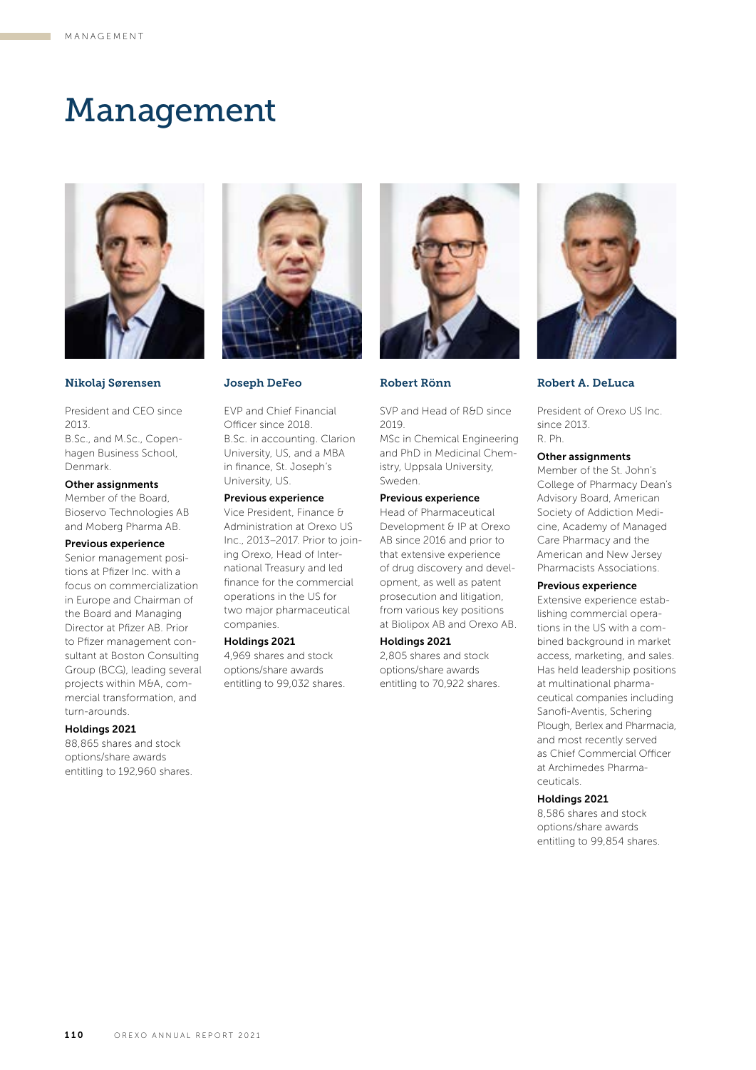# Management

### Nikolaj Sørensen

President and CEO since 2013.
B.Sc., and M.Sc., Copenhagen Business School, Denmark.

**Other assignments**
Member of the Board, Bioservo Technologies AB and Moberg Pharma AB.

**Previous experience**
Senior management positions at Pfizer Inc. with a focus on commercialization in Europe and Chairman of the Board and Managing Director at Pfizer AB. Prior to Pfizer management consultant at Boston Consulting Group (BCG), leading several projects within M&A, commercial transformation, and turn-arounds.

**Holdings 2021**
88,865 shares and stock options/share awards entitling to 192,960 shares.

### Joseph DeFeo

EVP and Chief Financial Officer since 2018.
B.Sc. in accounting. Clarion University, US, and a MBA in finance, St. Joseph's University, US.

**Previous experience**
Vice President, Finance & Administration at Orexo US Inc., 2013–2017. Prior to joining Orexo, Head of International Treasury and led finance for the commercial operations in the US for two major pharmaceutical companies.

**Holdings 2021**
4,969 shares and stock options/share awards entitling to 99,032 shares.

### Robert Rönn

SVP and Head of R&D since 2019.
MSc in Chemical Engineering and PhD in Medicinal Chemistry, Uppsala University, Sweden.

**Previous experience**
Head of Pharmaceutical Development & IP at Orexo AB since 2016 and prior to that extensive experience of drug discovery and development, as well as patent prosecution and litigation, from various key positions at Biolipox AB and Orexo AB.

**Holdings 2021**
2,805 shares and stock options/share awards entitling to 70,922 shares.

### Robert A. DeLuca

President of Orexo US Inc. since 2013.
R. Ph.

**Other assignments**
Member of the St. John's College of Pharmacy Dean's Advisory Board, American Society of Addiction Medicine, Academy of Managed Care Pharmacy and the American and New Jersey Pharmacists Associations.

**Previous experience**
Extensive experience establishing commercial operations in the US with a combined background in market access, marketing, and sales. Has held leadership positions at multinational pharmaceutical companies including Sanofi-Aventis, Schering Plough, Berlex and Pharmacia, and most recently served as Chief Commercial Officer at Archimedes Pharmaceuticals.

**Holdings 2021**
8,586 shares and stock options/share awards entitling to 99,854 shares.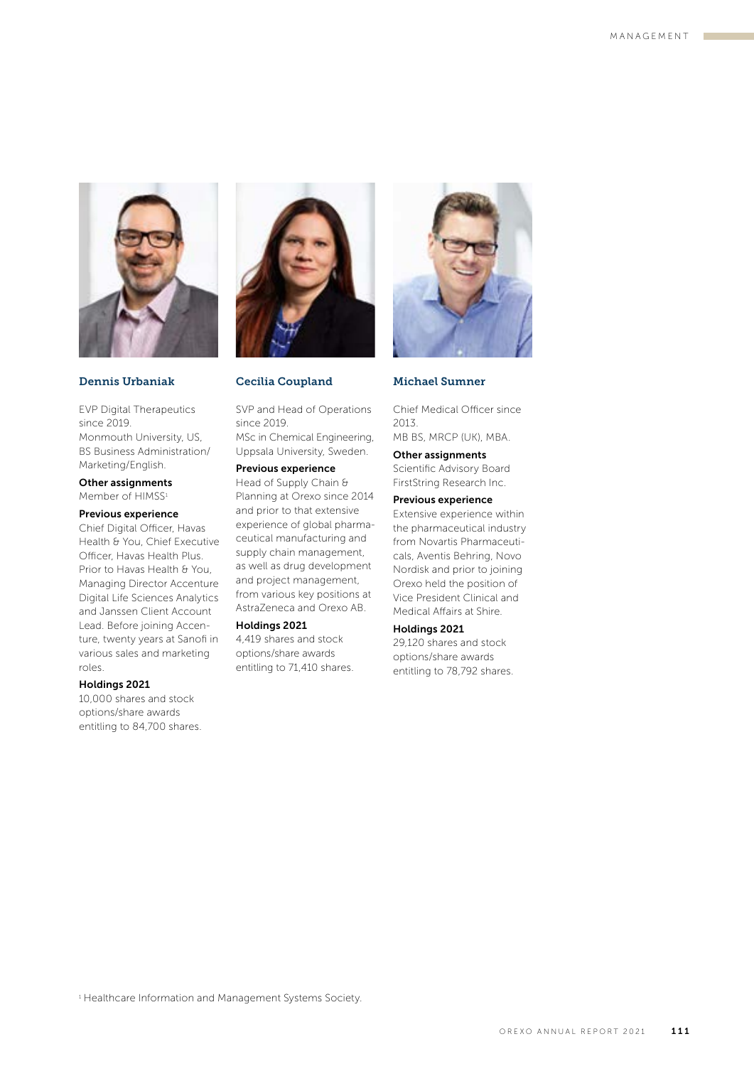### Dennis Urbaniak

EVP Digital Therapeutics since 2019.
Monmouth University, US, BS Business Administration/ Marketing/English.

**Other assignments**
Member of HIMSS[1]

**Previous experience**
Chief Digital Officer, Havas Health & You, Chief Executive Officer, Havas Health Plus. Prior to Havas Health & You, Managing Director Accenture Digital Life Sciences Analytics and Janssen Client Account Lead. Before joining Accenture, twenty years at Sanofi in various sales and marketing roles.

**Holdings 2021**
10,000 shares and stock options/share awards entitling to 84,700 shares.

### Cecilia Coupland

SVP and Head of Operations since 2019.
MSc in Chemical Engineering, Uppsala University, Sweden.

**Previous experience**
Head of Supply Chain & Planning at Orexo since 2014 and prior to that extensive experience of global pharmaceutical manufacturing and supply chain management, as well as drug development and project management, from various key positions at AstraZeneca and Orexo AB.

**Holdings 2021**
4,419 shares and stock options/share awards entitling to 71,410 shares.

### Michael Sumner

Chief Medical Officer since 2013.
MB BS, MRCP (UK), MBA.

**Other assignments**
Scientific Advisory Board FirstString Research Inc.

**Previous experience**
Extensive experience within the pharmaceutical industry from Novartis Pharmaceuticals, Aventis Behring, Novo Nordisk and prior to joining Orexo held the position of Vice President Clinical and Medical Affairs at Shire.

**Holdings 2021**
29,120 shares and stock options/share awards entitling to 78,792 shares.

[1] Healthcare Information and Management Systems Society.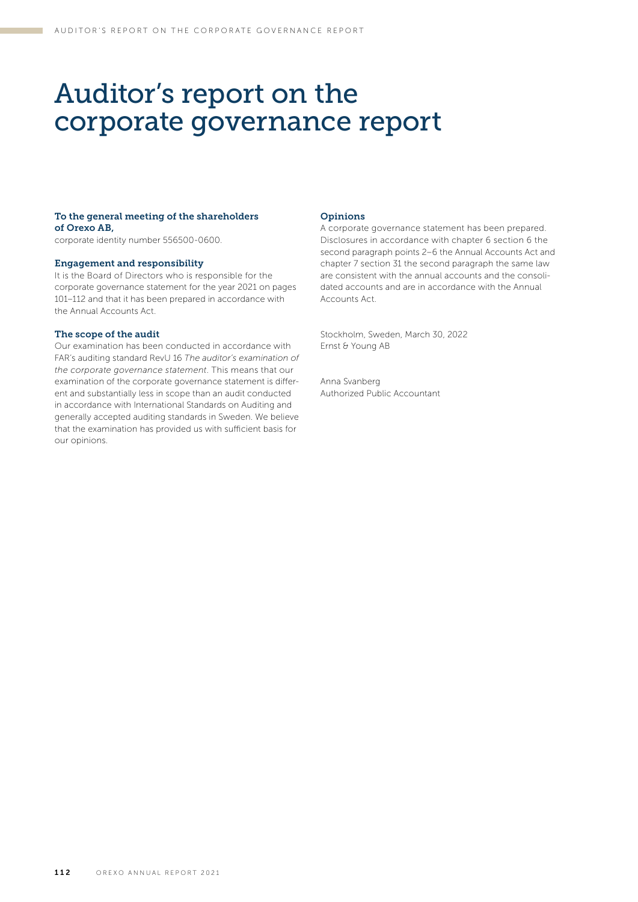# Auditor's report on the corporate governance report

### To the general meeting of the shareholders of Orexo AB,

corporate identity number 556500-0600.

### Engagement and responsibility

It is the Board of Directors who is responsible for the corporate governance statement for the year 2021 on pages 101–112 and that it has been prepared in accordance with the Annual Accounts Act.

### The scope of the audit

Our examination has been conducted in accordance with FAR's auditing standard RevU 16 *The auditor's examination of the corporate governance statement*. This means that our examination of the corporate governance statement is different and substantially less in scope than an audit conducted in accordance with International Standards on Auditing and generally accepted auditing standards in Sweden. We believe that the examination has provided us with sufficient basis for our opinions.

### Opinions

A corporate governance statement has been prepared. Disclosures in accordance with chapter 6 section 6 the second paragraph points 2–6 the Annual Accounts Act and chapter 7 section 31 the second paragraph the same law are consistent with the annual accounts and the consolidated accounts and are in accordance with the Annual Accounts Act.

Stockholm, Sweden, March 30, 2022
Ernst & Young AB

Anna Svanberg
Authorized Public Accountant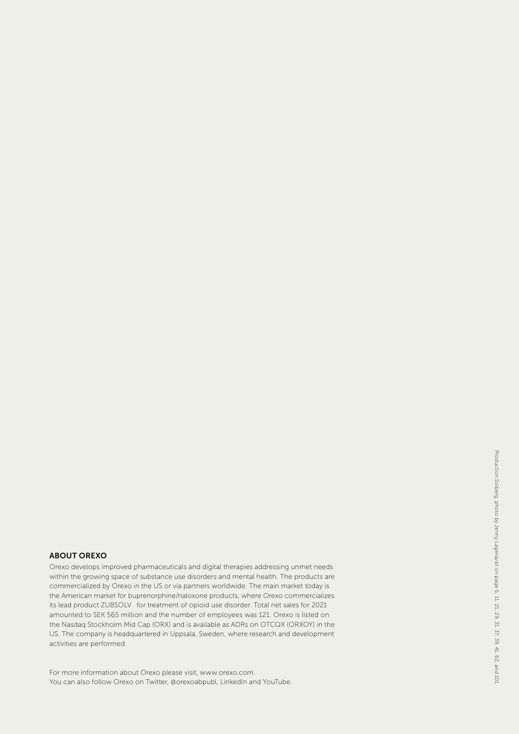## ABOUT OREXO

Orexo develops improved pharmaceuticals and digital therapies addressing unmet needs within the growing space of substance use disorders and mental health. The products are commercialized by Orexo in the US or via partners worldwide. The main market today is the American market for buprenorphine/naloxone products, where Orexo commercializes its lead product ZUBSOLV for treatment of opioid use disorder. Total net sales for 2021 amounted to SEK 565 million and the number of employees was 121. Orexo is listed on the Nasdaq Stockholm Mid Cap (ORX) and is available as ADRs on OTCQX (ORXOY) in the US. The company is headquartered in Uppsala, Sweden, where research and development activities are performed.

For more information about Orexo please visit, www.orexo.com.
You can also follow Orexo on Twitter, @orexoabpubl, LinkedIn and YouTube.

Production Solberg, photo by Jenny Lagerqvist on page 6, 11, 21, 29, 31, 37, 39, 41, 62, and 101.